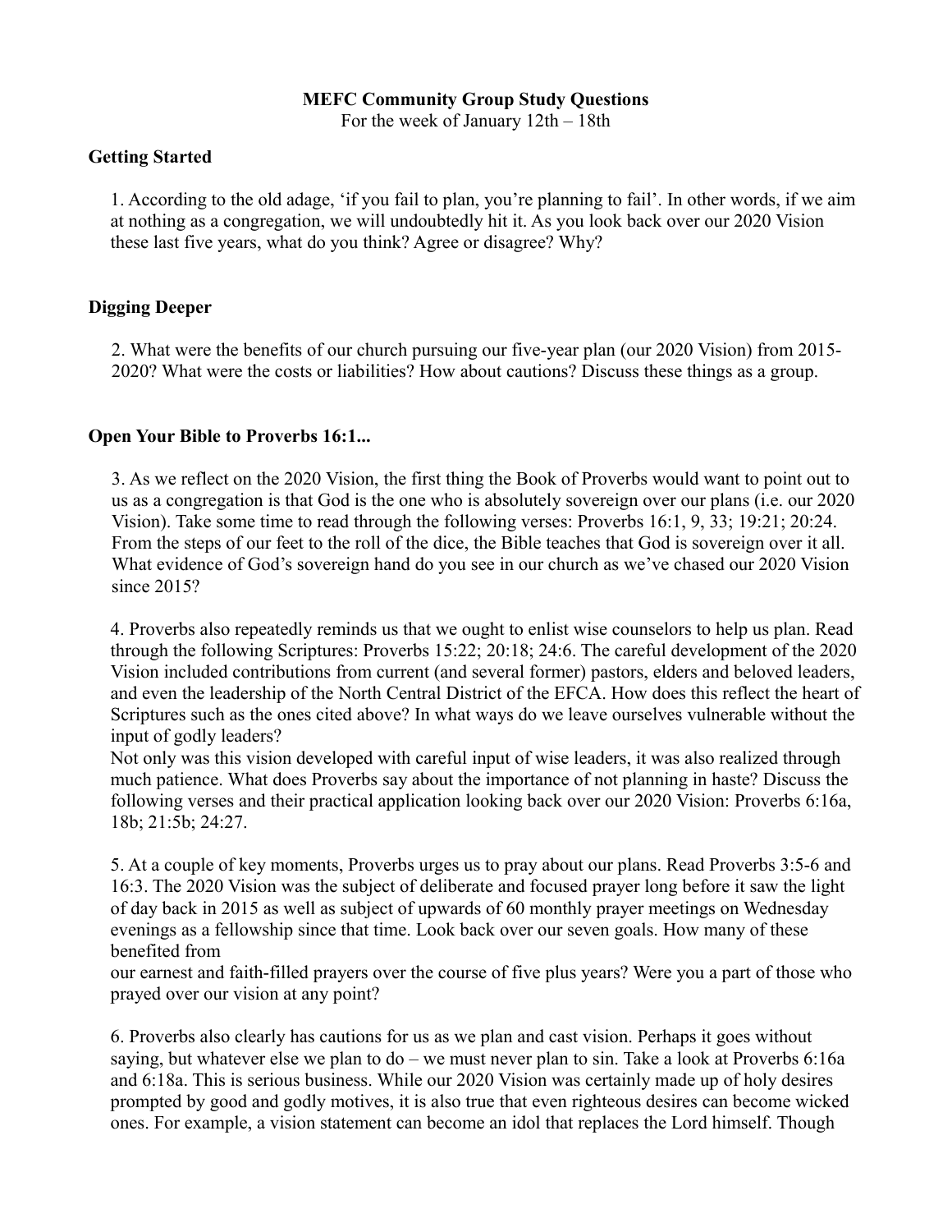**MEFC Community Group Study Questions**

For the week of January 12th – 18th

**Getting Started**

1. According to the old adage, 'if you fail to plan, you're planning to fail'. In other words, if we aim at nothing as a congregation, we will undoubtedly hit it. As you look back over our 2020 Vision these last five years, what do you think? Agree or disagree? Why?

**Digging Deeper**

2. What were the benefits of our church pursuing our five-year plan (our 2020 Vision) from 2015-2020? What were the costs or liabilities? How about cautions? Discuss these things as a group.

**Open Your Bible to Proverbs 16:1...**

3. As we reflect on the 2020 Vision, the first thing the Book of Proverbs would want to point out to us as a congregation is that God is the one who is absolutely sovereign over our plans (i.e. our 2020 Vision). Take some time to read through the following verses: Proverbs 16:1, 9, 33; 19:21; 20:24. From the steps of our feet to the roll of the dice, the Bible teaches that God is sovereign over it all. What evidence of God's sovereign hand do you see in our church as we've chased our 2020 Vision since 2015?

4. Proverbs also repeatedly reminds us that we ought to enlist wise counselors to help us plan. Read through the following Scriptures: Proverbs 15:22; 20:18; 24:6. The careful development of the 2020 Vision included contributions from current (and several former) pastors, elders and beloved leaders, and even the leadership of the North Central District of the EFCA. How does this reflect the heart of Scriptures such as the ones cited above? In what ways do we leave ourselves vulnerable without the input of godly leaders?
Not only was this vision developed with careful input of wise leaders, it was also realized through much patience. What does Proverbs say about the importance of not planning in haste? Discuss the following verses and their practical application looking back over our 2020 Vision: Proverbs 6:16a, 18b; 21:5b; 24:27.

5. At a couple of key moments, Proverbs urges us to pray about our plans. Read Proverbs 3:5-6 and 16:3. The 2020 Vision was the subject of deliberate and focused prayer long before it saw the light of day back in 2015 as well as subject of upwards of 60 monthly prayer meetings on Wednesday evenings as a fellowship since that time. Look back over our seven goals. How many of these benefited from
our earnest and faith-filled prayers over the course of five plus years? Were you a part of those who prayed over our vision at any point?

6. Proverbs also clearly has cautions for us as we plan and cast vision. Perhaps it goes without saying, but whatever else we plan to do – we must never plan to sin. Take a look at Proverbs 6:16a and 6:18a. This is serious business. While our 2020 Vision was certainly made up of holy desires prompted by good and godly motives, it is also true that even righteous desires can become wicked ones. For example, a vision statement can become an idol that replaces the Lord himself. Though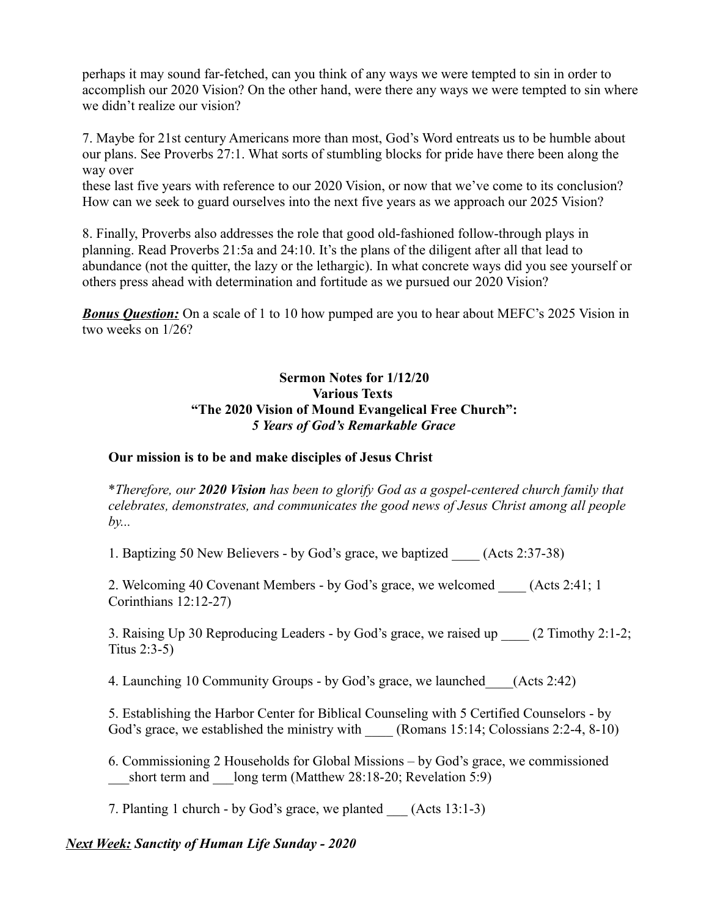perhaps it may sound far-fetched, can you think of any ways we were tempted to sin in order to accomplish our 2020 Vision? On the other hand, were there any ways we were tempted to sin where we didn't realize our vision?

7. Maybe for 21st century Americans more than most, God's Word entreats us to be humble about our plans. See Proverbs 27:1. What sorts of stumbling blocks for pride have there been along the way over
these last five years with reference to our 2020 Vision, or now that we've come to its conclusion? How can we seek to guard ourselves into the next five years as we approach our 2025 Vision?

8. Finally, Proverbs also addresses the role that good old-fashioned follow-through plays in planning. Read Proverbs 21:5a and 24:10. It's the plans of the diligent after all that lead to abundance (not the quitter, the lazy or the lethargic). In what concrete ways did you see yourself or others press ahead with determination and fortitude as we pursued our 2020 Vision?

***Bonus Question:*** On a scale of 1 to 10 how pumped are you to hear about MEFC's 2025 Vision in two weeks on 1/26?

**Sermon Notes for 1/12/20**
**Various Texts**
**"The 2020 Vision of Mound Evangelical Free Church":**
***5 Years of God's Remarkable Grace***

**Our mission is to be and make disciples of Jesus Christ**

\**Therefore, our **2020 Vision** has been to glorify God as a gospel-centered church family that celebrates, demonstrates, and communicates the good news of Jesus Christ among all people by...*

1. Baptizing 50 New Believers - by God's grace, we baptized ____ (Acts 2:37-38)

2. Welcoming 40 Covenant Members - by God's grace, we welcomed ____ (Acts 2:41; 1 Corinthians 12:12-27)

3. Raising Up 30 Reproducing Leaders - by God's grace, we raised up ____ (2 Timothy 2:1-2; Titus 2:3-5)

4. Launching 10 Community Groups - by God's grace, we launched____(Acts 2:42)

5. Establishing the Harbor Center for Biblical Counseling with 5 Certified Counselors - by God's grace, we established the ministry with ____ (Romans 15:14; Colossians 2:2-4, 8-10)

6. Commissioning 2 Households for Global Missions – by God's grace, we commissioned ___short term and ___long term (Matthew 28:18-20; Revelation 5:9)

7. Planting 1 church - by God's grace, we planted ___ (Acts 13:1-3)

***Next Week:** Sanctity of Human Life Sunday - 2020*